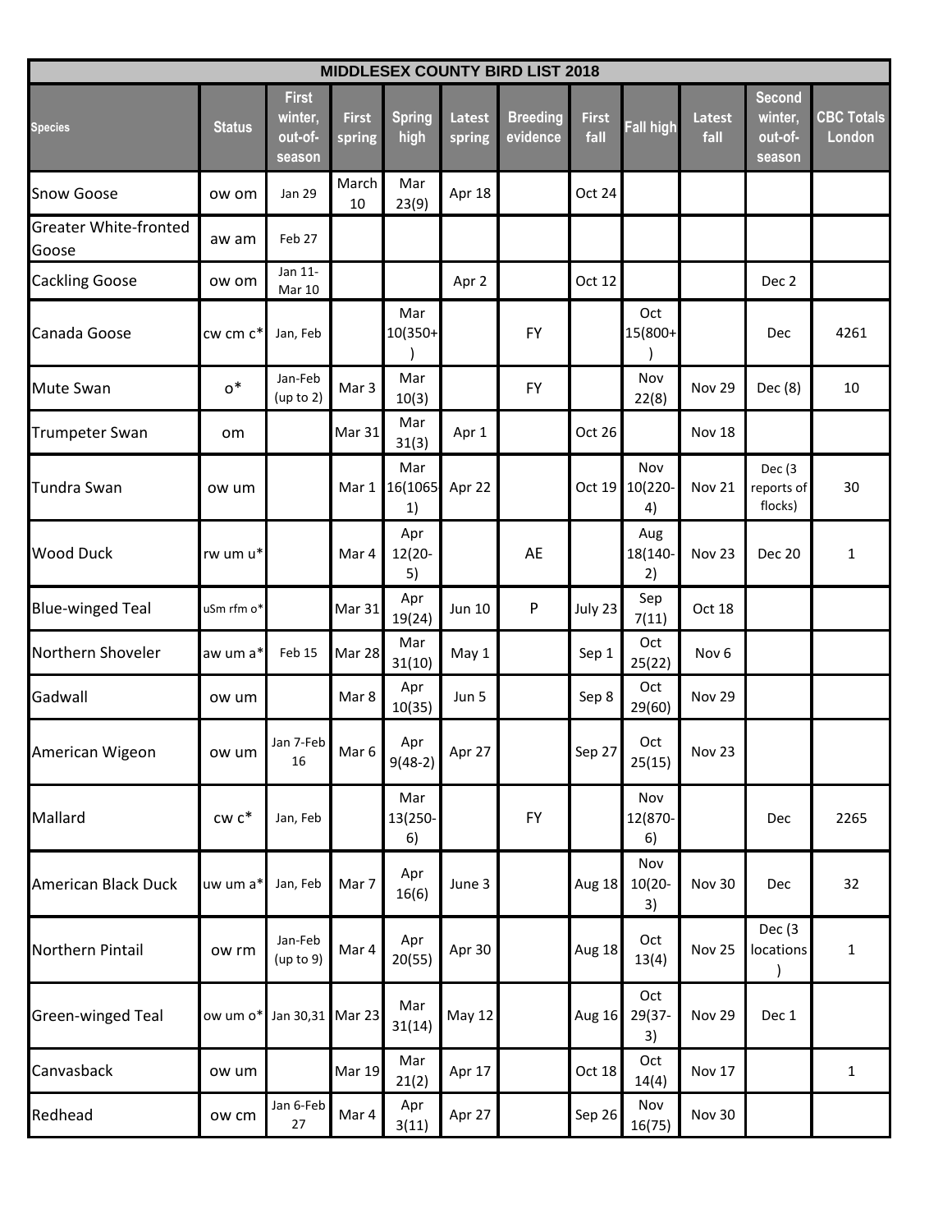| MIDDLESEX COUNTY BIRD LIST 2018 | | | | | | | | | | | |
|---|---|---|---|---|---|---|---|---|---|---|---|
| Species | Status | First winter, out-of-season | First spring | Spring high | Latest spring | Breeding evidence | First fall | Fall high | Latest fall | Second winter, out-of-season | CBC Totals London |
| Snow Goose | ow om | Jan 29 | March 10 | Mar 23(9) | Apr 18 | | Oct 24 | | | | |
| Greater White-fronted Goose | aw am | Feb 27 | | | | | | | | | |
| Cackling Goose | ow om | Jan 11-Mar 10 | | | Apr 2 | | Oct 12 | | | Dec 2 | |
| Canada Goose | cw cm c* | Jan, Feb | | Mar 10(350+) | | FY | | Oct 15(800+) | | Dec | 4261 |
| Mute Swan | o* | Jan-Feb (up to 2) | Mar 3 | Mar 10(3) | | FY | | Nov 22(8) | Nov 29 | Dec (8) | 10 |
| Trumpeter Swan | om | | Mar 31 | Mar 31(3) | Apr 1 | | Oct 26 | | Nov 18 | | |
| Tundra Swan | ow um | | Mar 1 | Mar 16(1065-1) | Apr 22 | | Oct 19 | Nov 10(220-4) | Nov 21 | Dec (3 reports of flocks) | 30 |
| Wood Duck | rw um u* | | Mar 4 | Apr 12(20-5) | | AE | | Aug 18(140-2) | Nov 23 | Dec 20 | 1 |
| Blue-winged Teal | uSm rfm o* | | Mar 31 | Apr 19(24) | Jun 10 | P | July 23 | Sep 7(11) | Oct 18 | | |
| Northern Shoveler | aw um a* | Feb 15 | Mar 28 | Mar 31(10) | May 1 | | Sep 1 | Oct 25(22) | Nov 6 | | |
| Gadwall | ow um | | Mar 8 | Apr 10(35) | Jun 5 | | Sep 8 | Oct 29(60) | Nov 29 | | |
| American Wigeon | ow um | Jan 7-Feb 16 | Mar 6 | Apr 9(48-2) | Apr 27 | | Sep 27 | Oct 25(15) | Nov 23 | | |
| Mallard | cw c* | Jan, Feb | | Mar 13(250-6) | | FY | | Nov 12(870-6) | | Dec | 2265 |
| American Black Duck | uw um a* | Jan, Feb | Mar 7 | Apr 16(6) | June 3 | | Aug 18 | Nov 10(20-3) | Nov 30 | Dec | 32 |
| Northern Pintail | ow rm | Jan-Feb (up to 9) | Mar 4 | Apr 20(55) | Apr 30 | | Aug 18 | Oct 13(4) | Nov 25 | Dec (3 locations) | 1 |
| Green-winged Teal | ow um o* | Jan 30,31 | Mar 23 | Mar 31(14) | May 12 | | Aug 16 | Oct 29(37-3) | Nov 29 | Dec 1 | |
| Canvasback | ow um | | Mar 19 | Mar 21(2) | Apr 17 | | Oct 18 | Oct 14(4) | Nov 17 | | 1 |
| Redhead | ow cm | Jan 6-Feb 27 | Mar 4 | Apr 3(11) | Apr 27 | | Sep 26 | Nov 16(75) | Nov 30 | | |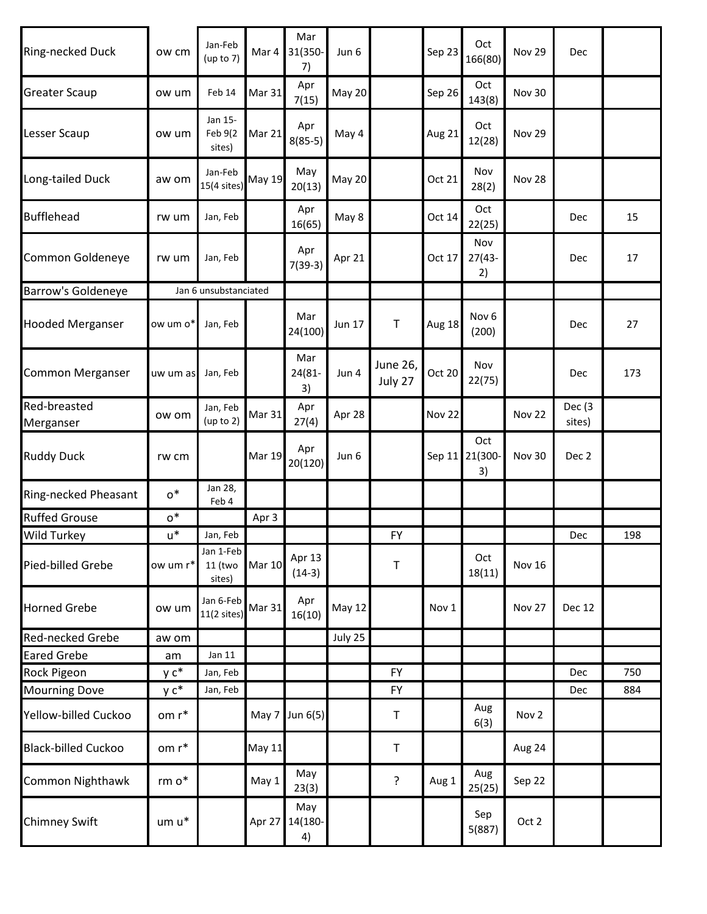| | | | | | | | | | | | |
|---|---|---|---|---|---|---|---|---|---|---|---|
| Ring-necked Duck | ow cm | Jan-Feb (up to 7) | Mar 4 | Mar 31(350-7) | Jun 6 | | Sep 23 | Oct 166(80) | Nov 29 | Dec | |
| Greater Scaup | ow um | Feb 14 | Mar 31 | Apr 7(15) | May 20 | | Sep 26 | Oct 143(8) | Nov 30 | | |
| Lesser Scaup | ow um | Jan 15-Feb 9(2 sites) | Mar 21 | Apr 8(85-5) | May 4 | | Aug 21 | Oct 12(28) | Nov 29 | | |
| Long-tailed Duck | aw om | Jan-Feb 15(4 sites) | May 19 | May 20(13) | May 20 | | Oct 21 | Nov 28(2) | Nov 28 | | |
| Bufflehead | rw um | Jan, Feb | | Apr 16(65) | May 8 | | Oct 14 | Oct 22(25) | | Dec | 15 |
| Common Goldeneye | rw um | Jan, Feb | | Apr 7(39-3) | Apr 21 | | Oct 17 | Nov 27(43-2) | | Dec | 17 |
| Barrow's Goldeneye | Jan 6 unsubstanciated | | | | | | | | | | |
| Hooded Merganser | ow um o* | Jan, Feb | | Mar 24(100) | Jun 17 | T | Aug 18 | Nov 6 (200) | | Dec | 27 |
| Common Merganser | uw um as | Jan, Feb | | Mar 24(81-3) | Jun 4 | June 26, July 27 | Oct 20 | Nov 22(75) | | Dec | 173 |
| Red-breasted Merganser | ow om | Jan, Feb (up to 2) | Mar 31 | Apr 27(4) | Apr 28 | | Nov 22 | | Nov 22 | Dec (3 sites) | |
| Ruddy Duck | rw cm | | Mar 19 | Apr 20(120) | Jun 6 | | Sep 11 | Oct 21(300-3) | Nov 30 | Dec 2 | |
| Ring-necked Pheasant | o* | Jan 28, Feb 4 | | | | | | | | | |
| Ruffed Grouse | o* | | Apr 3 | | | | | | | | |
| Wild Turkey | u* | Jan, Feb | | | | FY | | | | Dec | 198 |
| Pied-billed Grebe | ow um r* | Jan 1-Feb 11 (two sites) | Mar 10 | Apr 13 (14-3) | | T | | Oct 18(11) | Nov 16 | | |
| Horned Grebe | ow um | Jan 6-Feb 11(2 sites) | Mar 31 | Apr 16(10) | May 12 | | Nov 1 | | Nov 27 | Dec 12 | |
| Red-necked Grebe | aw om | | | | July 25 | | | | | | |
| Eared Grebe | am | Jan 11 | | | | | | | | | |
| Rock Pigeon | y c* | Jan, Feb | | | | FY | | | | Dec | 750 |
| Mourning Dove | y c* | Jan, Feb | | | | FY | | | | Dec | 884 |
| Yellow-billed Cuckoo | om r* | | May 7 | Jun 6(5) | | T | | Aug 6(3) | Nov 2 | | |
| Black-billed Cuckoo | om r* | | May 11 | | | T | | | Aug 24 | | |
| Common Nighthawk | rm o* | | May 1 | May 23(3) | | ? | Aug 1 | Aug 25(25) | Sep 22 | | |
| Chimney Swift | um u* | | Apr 27 | May 14(180-4) | | | | Sep 5(887) | Oct 2 | | |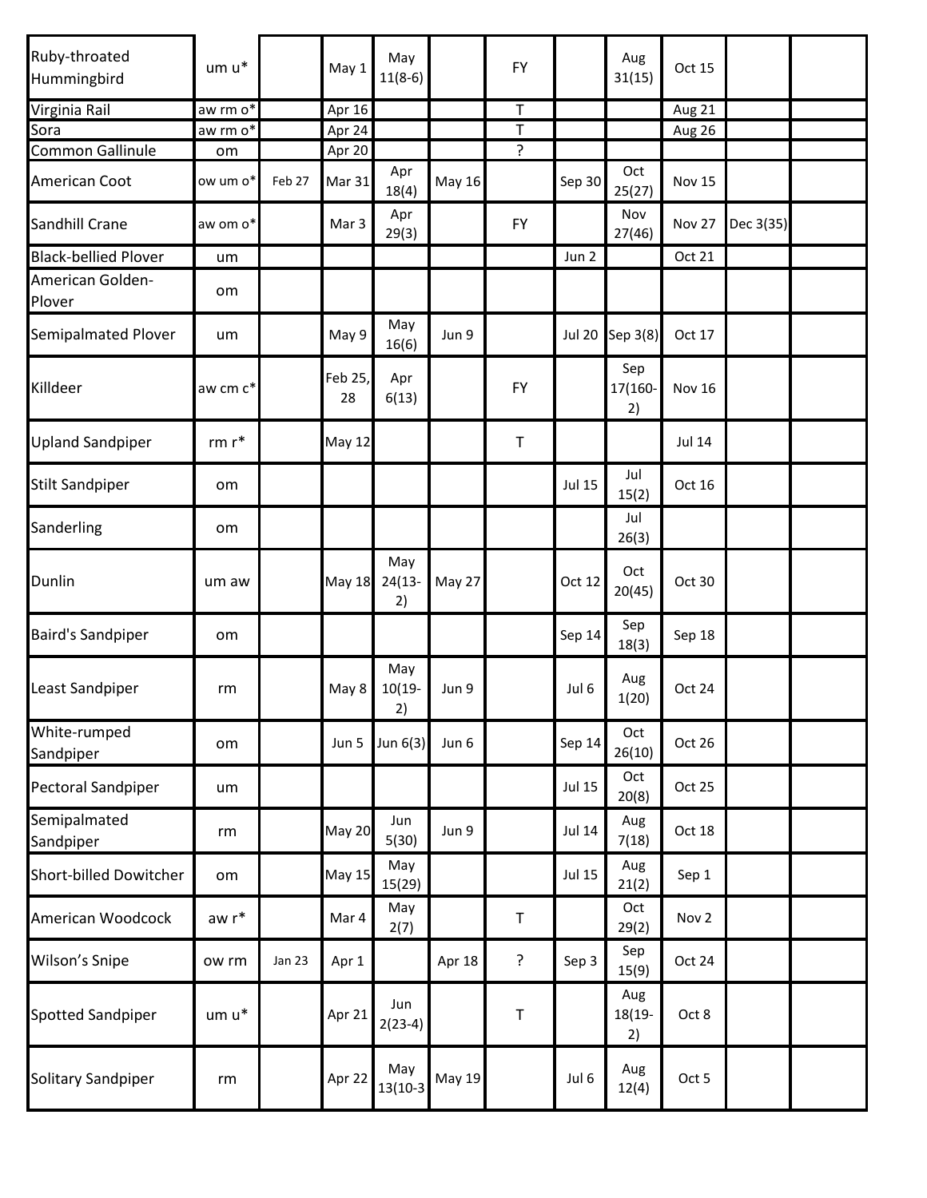| | | | | | | | | | | | |
|---|---|---|---|---|---|---|---|---|---|---|---|
| Ruby-throated Hummingbird | um u* | | May 1 | May 11(8-6) | | FY | | Aug 31(15) | Oct 15 | | |
| Virginia Rail | aw rm o* | | Apr 16 | | | T | | | Aug 21 | | |
| Sora | aw rm o* | | Apr 24 | | | T | | | Aug 26 | | |
| Common Gallinule | om | | Apr 20 | | | ? | | | | | |
| American Coot | ow um o* | Feb 27 | Mar 31 | Apr 18(4) | May 16 | | Sep 30 | Oct 25(27) | Nov 15 | | |
| Sandhill Crane | aw om o* | | Mar 3 | Apr 29(3) | | FY | | Nov 27(46) | Nov 27 | Dec 3(35) | |
| Black-bellied Plover | um | | | | | | Jun 2 | | Oct 21 | | |
| American Golden-Plover | om | | | | | | | | | | |
| Semipalmated Plover | um | | May 9 | May 16(6) | Jun 9 | | Jul 20 | Sep 3(8) | Oct 17 | | |
| Killdeer | aw cm c* | | Feb 25, 28 | Apr 6(13) | | FY | | Sep 17(160-2) | Nov 16 | | |
| Upland Sandpiper | rm r* | | May 12 | | | T | | | Jul 14 | | |
| Stilt Sandpiper | om | | | | | | Jul 15 | Jul 15(2) | Oct 16 | | |
| Sanderling | om | | | | | | | Jul 26(3) | | | |
| Dunlin | um aw | | May 18 | May 24(13-2) | May 27 | | Oct 12 | Oct 20(45) | Oct 30 | | |
| Baird's Sandpiper | om | | | | | | Sep 14 | Sep 18(3) | Sep 18 | | |
| Least Sandpiper | rm | | May 8 | May 10(19-2) | Jun 9 | | Jul 6 | Aug 1(20) | Oct 24 | | |
| White-rumped Sandpiper | om | | Jun 5 | Jun 6(3) | Jun 6 | | Sep 14 | Oct 26(10) | Oct 26 | | |
| Pectoral Sandpiper | um | | | | | | Jul 15 | Oct 20(8) | Oct 25 | | |
| Semipalmated Sandpiper | rm | | May 20 | Jun 5(30) | Jun 9 | | Jul 14 | Aug 7(18) | Oct 18 | | |
| Short-billed Dowitcher | om | | May 15 | May 15(29) | | | Jul 15 | Aug 21(2) | Sep 1 | | |
| American Woodcock | aw r* | | Mar 4 | May 2(7) | | T | | Oct 29(2) | Nov 2 | | |
| Wilson's Snipe | ow rm | Jan 23 | Apr 1 | | Apr 18 | ? | Sep 3 | Sep 15(9) | Oct 24 | | |
| Spotted Sandpiper | um u* | | Apr 21 | Jun 2(23-4) | | T | | Aug 18(19-2) | Oct 8 | | |
| Solitary Sandpiper | rm | | Apr 22 | May 13(10-3 | May 19 | | Jul 6 | Aug 12(4) | Oct 5 | | |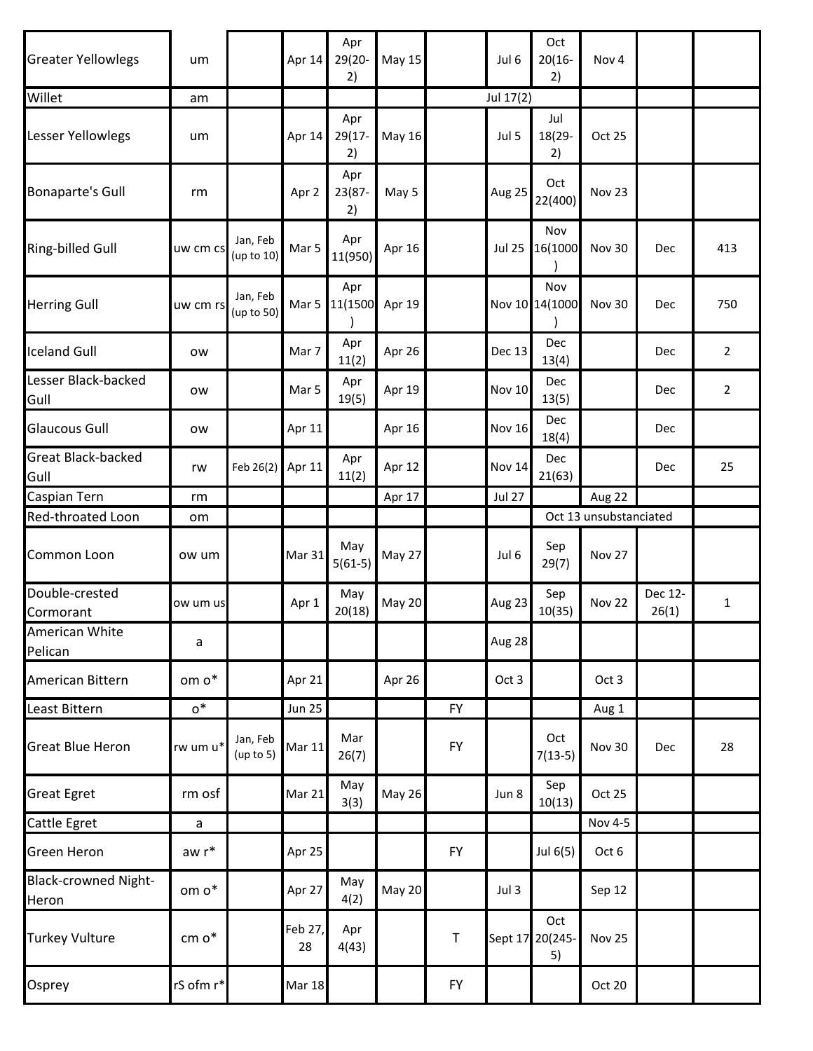| | | | | | | | | | | | |
|---|---|---|---|---|---|---|---|---|---|---|---|
| Greater Yellowlegs | um | | Apr 14 | Apr 29(20-2) | May 15 | | Jul 6 | Oct 20(16-2) | Nov 4 | | |
| Willet | am | | | | | Jul 17(2) | | | | | |
| Lesser Yellowlegs | um | | Apr 14 | Apr 29(17-2) | May 16 | | Jul 5 | Jul 18(29-2) | Oct 25 | | |
| Bonaparte's Gull | rm | | Apr 2 | Apr 23(87-2) | May 5 | | Aug 25 | Oct 22(400) | Nov 23 | | |
| Ring-billed Gull | uw cm cs | Jan, Feb (up to 10) | Mar 5 | Apr 11(950) | Apr 16 | | Jul 25 | Nov 16(1000) | Nov 30 | Dec | 413 |
| Herring Gull | uw cm rs | Jan, Feb (up to 50) | Mar 5 | Apr 11(1500) | Apr 19 | | Nov 10 | Nov 14(1000) | Nov 30 | Dec | 750 |
| Iceland Gull | ow | | Mar 7 | Apr 11(2) | Apr 26 | | Dec 13 | Dec 13(4) | | Dec | 2 |
| Lesser Black-backed Gull | ow | | Mar 5 | Apr 19(5) | Apr 19 | | Nov 10 | Dec 13(5) | | Dec | 2 |
| Glaucous Gull | ow | | Apr 11 | | Apr 16 | | Nov 16 | Dec 18(4) | | Dec | |
| Great Black-backed Gull | rw | Feb 26(2) | Apr 11 | Apr 11(2) | Apr 12 | | Nov 14 | Dec 21(63) | | Dec | 25 |
| Caspian Tern | rm | | | | Apr 17 | | Jul 27 | | Aug 22 | | |
| Red-throated Loon | om | | | | | | | Oct 13 unsubstanciated | | | |
| Common Loon | ow um | | Mar 31 | May 5(61-5) | May 27 | | Jul 6 | Sep 29(7) | Nov 27 | | |
| Double-crested Cormorant | ow um us | | Apr 1 | May 20(18) | May 20 | | Aug 23 | Sep 10(35) | Nov 22 | Dec 12-26(1) | 1 |
| American White Pelican | a | | | | | | Aug 28 | | | | |
| American Bittern | om o* | | Apr 21 | | Apr 26 | | Oct 3 | | Oct 3 | | |
| Least Bittern | o* | | Jun 25 | | | FY | | | Aug 1 | | |
| Great Blue Heron | rw um u* | Jan, Feb (up to 5) | Mar 11 | Mar 26(7) | | FY | | Oct 7(13-5) | Nov 30 | Dec | 28 |
| Great Egret | rm osf | | Mar 21 | May 3(3) | May 26 | | Jun 8 | Sep 10(13) | Oct 25 | | |
| Cattle Egret | a | | | | | | | | Nov 4-5 | | |
| Green Heron | aw r* | | Apr 25 | | | FY | | Jul 6(5) | Oct 6 | | |
| Black-crowned Night-Heron | om o* | | Apr 27 | May 4(2) | May 20 | | Jul 3 | | Sep 12 | | |
| Turkey Vulture | cm o* | | Feb 27, 28 | Apr 4(43) | | T | Sept 17 | Oct 20(245-5) | Nov 25 | | |
| Osprey | rS ofm r* | | Mar 18 | | | FY | | | Oct 20 | | |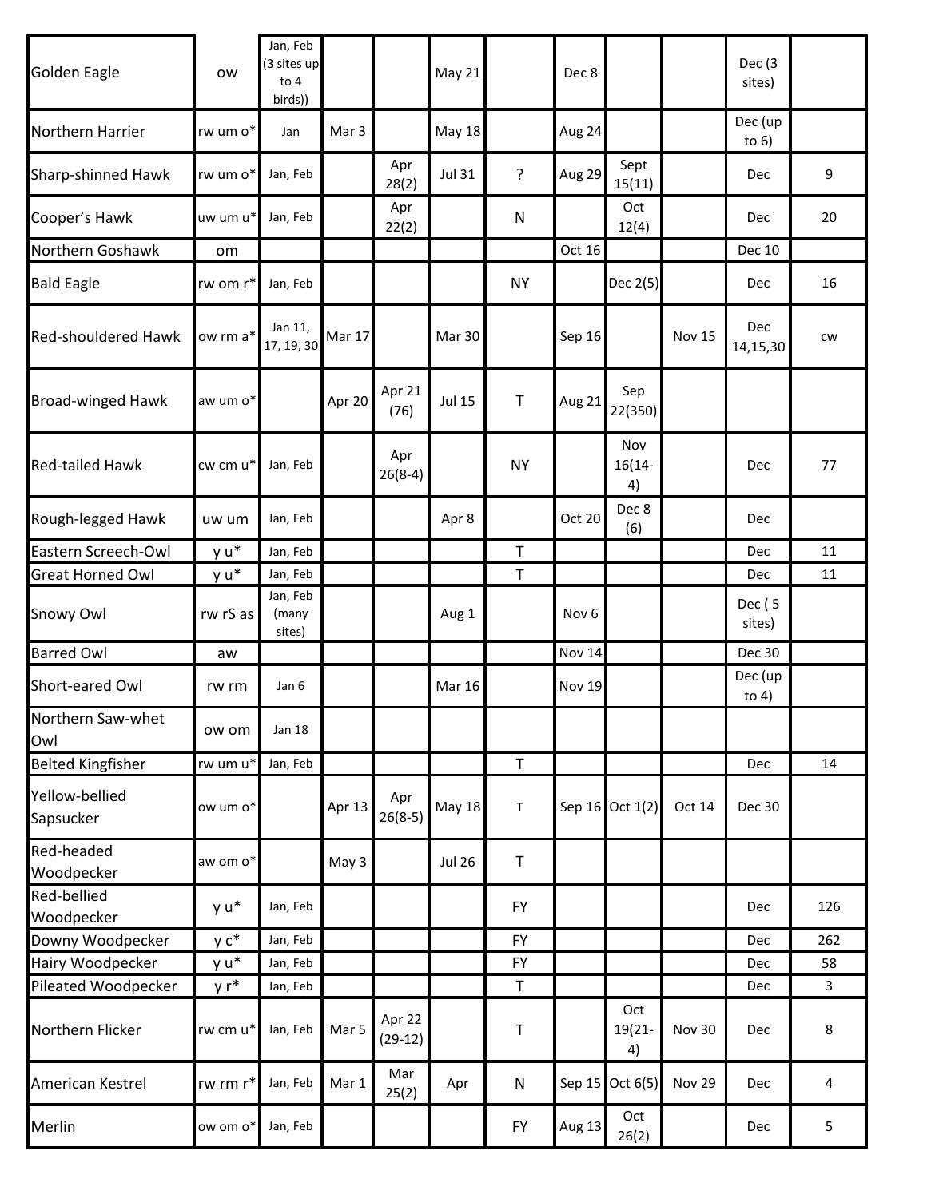| | | | | | | | | | | | |
|---|---|---|---|---|---|---|---|---|---|---|---|
| Golden Eagle | ow | Jan, Feb (3 sites up to 4 birds)) | | | May 21 | | Dec 8 | | | Dec (3 sites) | |
| Northern Harrier | rw um o* | Jan | Mar 3 | | May 18 | | Aug 24 | | | Dec (up to 6) | |
| Sharp-shinned Hawk | rw um o* | Jan, Feb | | Apr 28(2) | Jul 31 | ? | Aug 29 | Sept 15(11) | | Dec | 9 |
| Cooper's Hawk | uw um u* | Jan, Feb | | Apr 22(2) | | N | | Oct 12(4) | | Dec | 20 |
| Northern Goshawk | om | | | | | | Oct 16 | | | Dec 10 | |
| Bald Eagle | rw om r* | Jan, Feb | | | | NY | | Dec 2(5) | | Dec | 16 |
| Red-shouldered Hawk | ow rm a* | Jan 11, 17, 19, 30 | Mar 17 | | Mar 30 | | Sep 16 | | Nov 15 | Dec 14,15,30 | cw |
| Broad-winged Hawk | aw um o* | | Apr 20 | Apr 21 (76) | Jul 15 | T | Aug 21 | Sep 22(350) | | | |
| Red-tailed Hawk | cw cm u* | Jan, Feb | | Apr 26(8-4) | | NY | | Nov 16(14-4) | | Dec | 77 |
| Rough-legged Hawk | uw um | Jan, Feb | | | Apr 8 | | Oct 20 | Dec 8 (6) | | Dec | |
| Eastern Screech-Owl | y u* | Jan, Feb | | | | T | | | | Dec | 11 |
| Great Horned Owl | y u* | Jan, Feb | | | | T | | | | Dec | 11 |
| Snowy Owl | rw rS as | Jan, Feb (many sites) | | | Aug 1 | | Nov 6 | | | Dec ( 5 sites) | |
| Barred Owl | aw | | | | | | Nov 14 | | | Dec 30 | |
| Short-eared Owl | rw rm | Jan 6 | | | Mar 16 | | Nov 19 | | | Dec (up to 4) | |
| Northern Saw-whet Owl | ow om | Jan 18 | | | | | | | | | |
| Belted Kingfisher | rw um u* | Jan, Feb | | | | T | | | | Dec | 14 |
| Yellow-bellied Sapsucker | ow um o* | | Apr 13 | Apr 26(8-5) | May 18 | T | Sep 16 | Oct 1(2) | Oct 14 | Dec 30 | |
| Red-headed Woodpecker | aw om o* | | May 3 | | Jul 26 | T | | | | | |
| Red-bellied Woodpecker | y u* | Jan, Feb | | | | FY | | | | Dec | 126 |
| Downy Woodpecker | y c* | Jan, Feb | | | | FY | | | | Dec | 262 |
| Hairy Woodpecker | y u* | Jan, Feb | | | | FY | | | | Dec | 58 |
| Pileated Woodpecker | y r* | Jan, Feb | | | | T | | | | Dec | 3 |
| Northern Flicker | rw cm u* | Jan, Feb | Mar 5 | Apr 22 (29-12) | | T | | Oct 19(21-4) | Nov 30 | Dec | 8 |
| American Kestrel | rw rm r* | Jan, Feb | Mar 1 | Mar 25(2) | Apr | N | Sep 15 | Oct 6(5) | Nov 29 | Dec | 4 |
| Merlin | ow om o* | Jan, Feb | | | | FY | Aug 13 | Oct 26(2) | | Dec | 5 |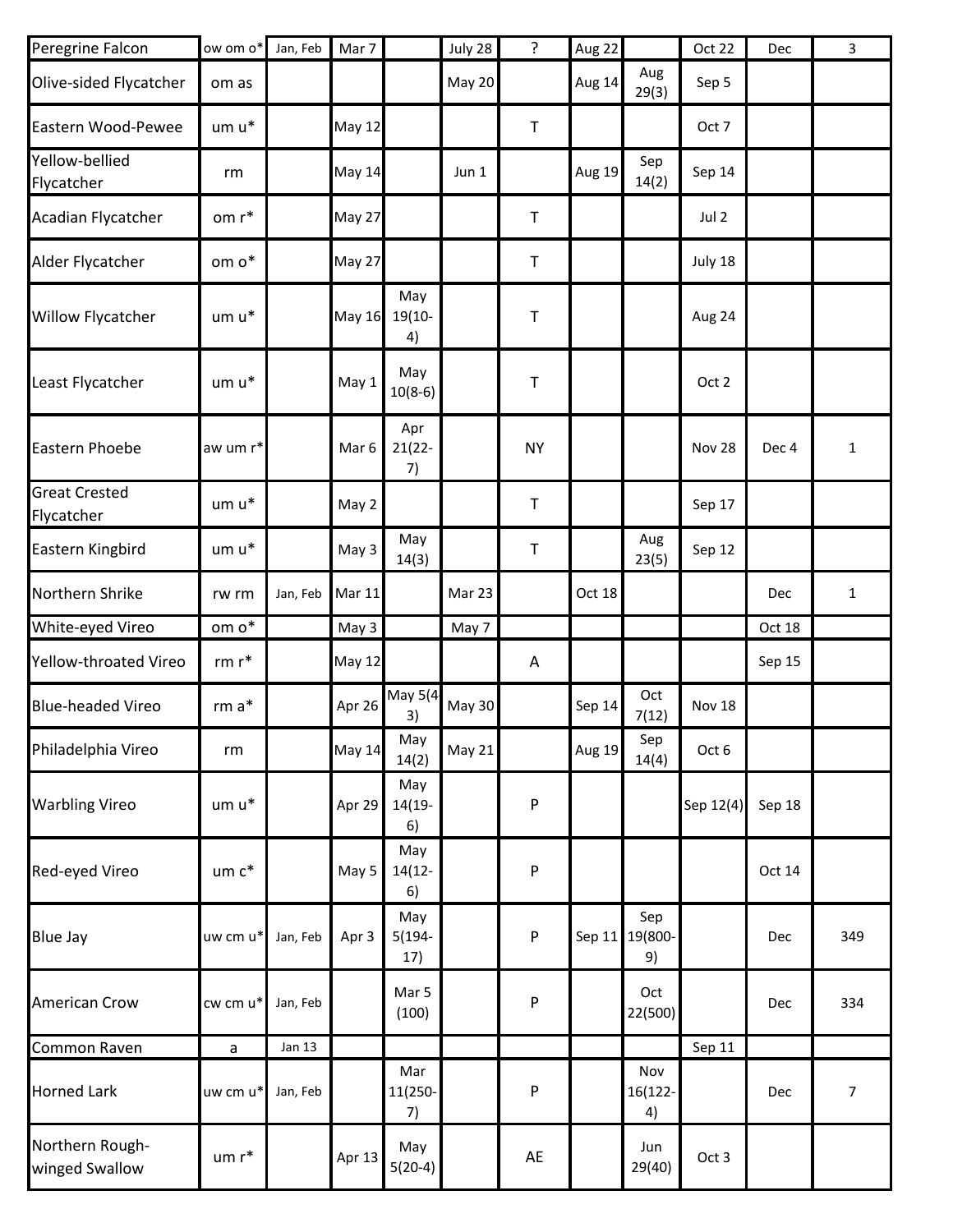| | | | | | | | | | | | |
|---|---|---|---|---|---|---|---|---|---|---|---|
| Peregrine Falcon | ow om o* | Jan, Feb | Mar 7 | | July 28 | ? | Aug 22 | | Oct 22 | Dec | 3 |
| Olive-sided Flycatcher | om as | | | | May 20 | | Aug 14 | Aug 29(3) | Sep 5 | | |
| Eastern Wood-Pewee | um u* | | May 12 | | | T | | | Oct 7 | | |
| Yellow-bellied Flycatcher | rm | | May 14 | | Jun 1 | | Aug 19 | Sep 14(2) | Sep 14 | | |
| Acadian Flycatcher | om r* | | May 27 | | | T | | | Jul 2 | | |
| Alder Flycatcher | om o* | | May 27 | | | T | | | July 18 | | |
| Willow Flycatcher | um u* | | May 16 | May 19(10-4) | | T | | | Aug 24 | | |
| Least Flycatcher | um u* | | May 1 | May 10(8-6) | | T | | | Oct 2 | | |
| Eastern Phoebe | aw um r* | | Mar 6 | Apr 21(22-7) | | NY | | | Nov 28 | Dec 4 | 1 |
| Great Crested Flycatcher | um u* | | May 2 | | | T | | | Sep 17 | | |
| Eastern Kingbird | um u* | | May 3 | May 14(3) | | T | | Aug 23(5) | Sep 12 | | |
| Northern Shrike | rw rm | Jan, Feb | Mar 11 | | Mar 23 | | Oct 18 | | | Dec | 1 |
| White-eyed Vireo | om o* | | May 3 | | May 7 | | | | | Oct 18 | |
| Yellow-throated Vireo | rm r* | | May 12 | | | A | | | | Sep 15 | |
| Blue-headed Vireo | rm a* | | Apr 26 | May 5(43) | May 30 | | Sep 14 | Oct 7(12) | Nov 18 | | |
| Philadelphia Vireo | rm | | May 14 | May 14(2) | May 21 | | Aug 19 | Sep 14(4) | Oct 6 | | |
| Warbling Vireo | um u* | | Apr 29 | May 14(19-6) | | P | | | Sep 12(4) | Sep 18 | |
| Red-eyed Vireo | um c* | | May 5 | May 14(12-6) | | P | | | | Oct 14 | |
| Blue Jay | uw cm u* | Jan, Feb | Apr 3 | May 5(194-17) | | P | Sep 11 | Sep 19(800-9) | | Dec | 349 |
| American Crow | cw cm u* | Jan, Feb | | Mar 5 (100) | | P | | Oct 22(500) | | Dec | 334 |
| Common Raven | a | Jan 13 | | | | | | | Sep 11 | | |
| Horned Lark | uw cm u* | Jan, Feb | | Mar 11(250-7) | | P | | Nov 16(122-4) | | Dec | 7 |
| Northern Rough-winged Swallow | um r* | | Apr 13 | May 5(20-4) | | AE | | Jun 29(40) | Oct 3 | | |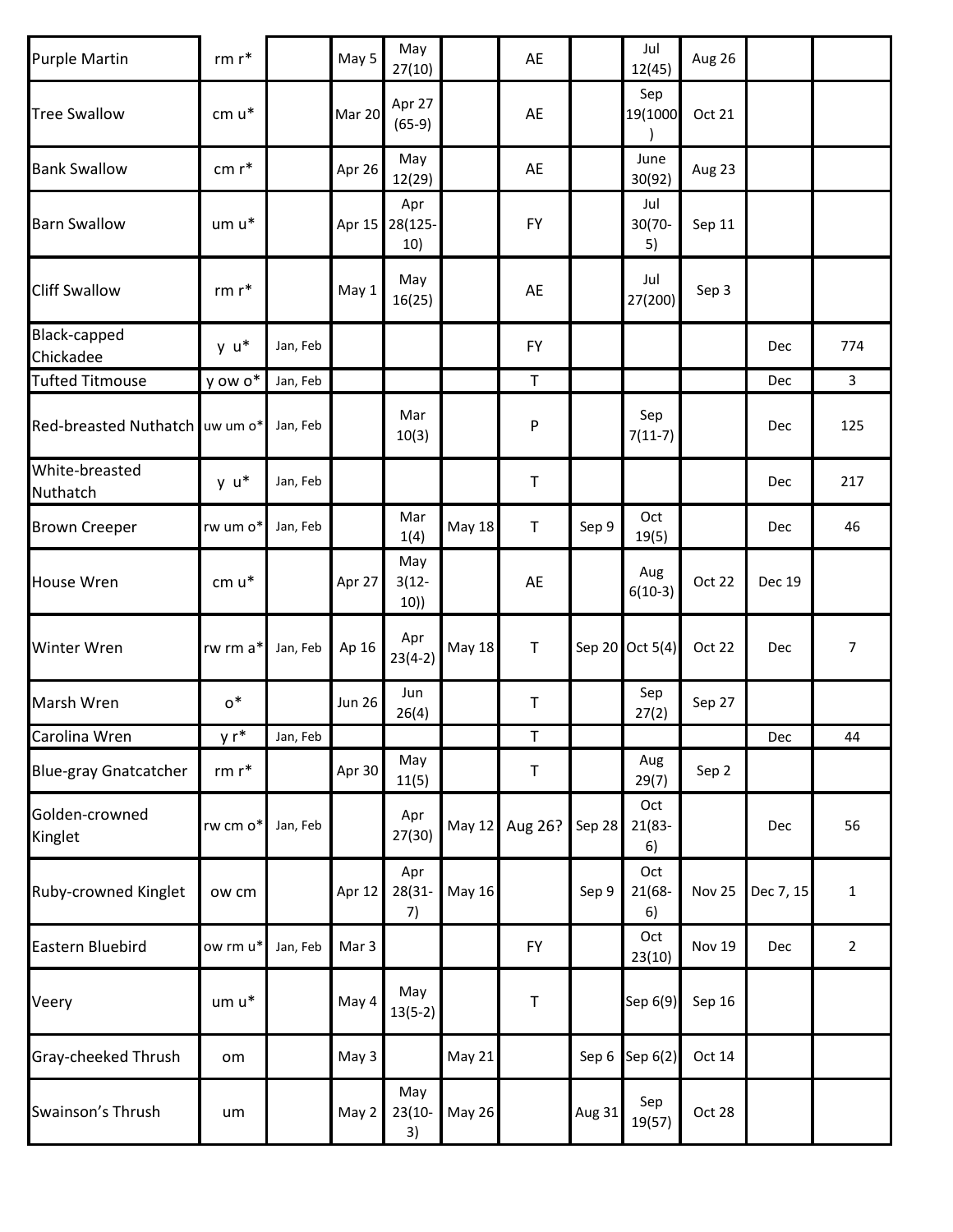| | | | | | | | | | | | |
|---|---|---|---|---|---|---|---|---|---|---|---|
| Purple Martin | rm r* | | May 5 | May 27(10) | | AE | | Jul 12(45) | Aug 26 | | |
| Tree Swallow | cm u* | | Mar 20 | Apr 27 (65-9) | | AE | | Sep 19(1000) | Oct 21 | | |
| Bank Swallow | cm r* | | Apr 26 | May 12(29) | | AE | | June 30(92) | Aug 23 | | |
| Barn Swallow | um u* | | Apr 15 | Apr 28(125-10) | | FY | | Jul 30(70-5) | Sep 11 | | |
| Cliff Swallow | rm r* | | May 1 | May 16(25) | | AE | | Jul 27(200) | Sep 3 | | |
| Black-capped Chickadee | y u* | Jan, Feb | | | | FY | | | | Dec | 774 |
| Tufted Titmouse | y ow o* | Jan, Feb | | | | T | | | | Dec | 3 |
| Red-breasted Nuthatch | uw um o* | Jan, Feb | | Mar 10(3) | | P | | Sep 7(11-7) | | Dec | 125 |
| White-breasted Nuthatch | y u* | Jan, Feb | | | | T | | | | Dec | 217 |
| Brown Creeper | rw um o* | Jan, Feb | | Mar 1(4) | May 18 | T | Sep 9 | Oct 19(5) | | Dec | 46 |
| House Wren | cm u* | | Apr 27 | May 3(12-10)) | | AE | | Aug 6(10-3) | Oct 22 | Dec 19 | |
| Winter Wren | rw rm a* | Jan, Feb | Ap 16 | Apr 23(4-2) | May 18 | T | Sep 20 | Oct 5(4) | Oct 22 | Dec | 7 |
| Marsh Wren | o* | | Jun 26 | Jun 26(4) | | T | | Sep 27(2) | Sep 27 | | |
| Carolina Wren | y r* | Jan, Feb | | | | T | | | | Dec | 44 |
| Blue-gray Gnatcatcher | rm r* | | Apr 30 | May 11(5) | | T | | Aug 29(7) | Sep 2 | | |
| Golden-crowned Kinglet | rw cm o* | Jan, Feb | | Apr 27(30) | May 12 | Aug 26? | Sep 28 | Oct 21(83-6) | | Dec | 56 |
| Ruby-crowned Kinglet | ow cm | | Apr 12 | Apr 28(31-7) | May 16 | | Sep 9 | Oct 21(68-6) | Nov 25 | Dec 7, 15 | 1 |
| Eastern Bluebird | ow rm u* | Jan, Feb | Mar 3 | | | FY | | Oct 23(10) | Nov 19 | Dec | 2 |
| Veery | um u* | | May 4 | May 13(5-2) | | T | | Sep 6(9) | Sep 16 | | |
| Gray-cheeked Thrush | om | | May 3 | | May 21 | | Sep 6 | Sep 6(2) | Oct 14 | | |
| Swainson's Thrush | um | | May 2 | May 23(10-3) | May 26 | | Aug 31 | Sep 19(57) | Oct 28 | | |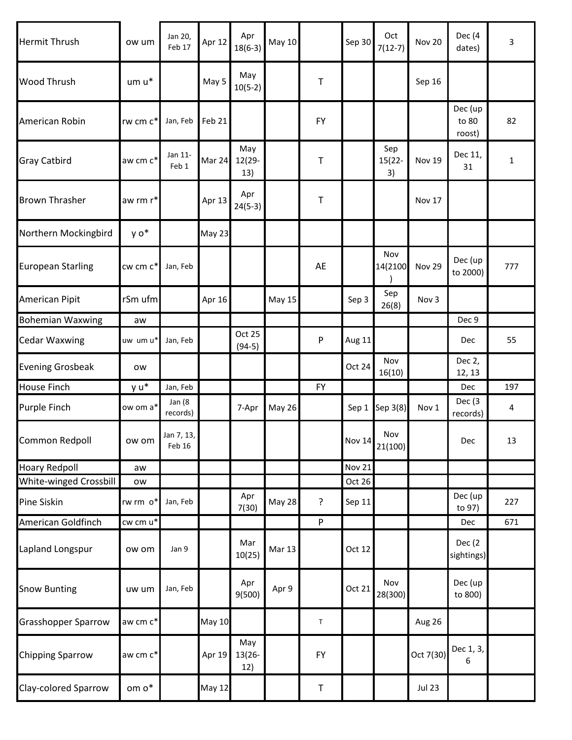| Hermit Thrush | ow um | Jan 20, Feb 17 | Apr 12 | Apr 18(6-3) | May 10 | | Sep 30 | Oct 7(12-7) | Nov 20 | Dec (4 dates) | 3 |
|---|---|---|---|---|---|---|---|---|---|---|---|
| Wood Thrush | um u* | | May 5 | May 10(5-2) | | T | | | Sep 16 | | |
| American Robin | rw cm c* | Jan, Feb | Feb 21 | | | FY | | | | Dec (up to 80 roost) | 82 |
| Gray Catbird | aw cm c* | Jan 11-Feb 1 | Mar 24 | May 12(29-13) | | T | | Sep 15(22-3) | Nov 19 | Dec 11, 31 | 1 |
| Brown Thrasher | aw rm r* | | Apr 13 | Apr 24(5-3) | | T | | | Nov 17 | | |
| Northern Mockingbird | y o* | | May 23 | | | | | | | | |
| European Starling | cw cm c* | Jan, Feb | | | | AE | | Nov 14(2100) | Nov 29 | Dec (up to 2000) | 777 |
| American Pipit | rSm ufm | | Apr 16 | | May 15 | | Sep 3 | Sep 26(8) | Nov 3 | | |
| Bohemian Waxwing | aw | | | | | | | | | Dec 9 | |
| Cedar Waxwing | uw um u* | Jan, Feb | | Oct 25 (94-5) | | P | Aug 11 | | | Dec | 55 |
| Evening Grosbeak | ow | | | | | | Oct 24 | Nov 16(10) | | Dec 2, 12, 13 | |
| House Finch | y u* | Jan, Feb | | | | FY | | | | Dec | 197 |
| Purple Finch | ow om a* | Jan (8 records) | | 7-Apr | May 26 | | Sep 1 | Sep 3(8) | Nov 1 | Dec (3 records) | 4 |
| Common Redpoll | ow om | Jan 7, 13, Feb 16 | | | | | Nov 14 | Nov 21(100) | | Dec | 13 |
| Hoary Redpoll | aw | | | | | | Nov 21 | | | | |
| White-winged Crossbill | ow | | | | | | Oct 26 | | | | |
| Pine Siskin | rw rm o* | Jan, Feb | | Apr 7(30) | May 28 | ? | Sep 11 | | | Dec (up to 97) | 227 |
| American Goldfinch | cw cm u* | | | | | P | | | | Dec | 671 |
| Lapland Longspur | ow om | Jan 9 | | Mar 10(25) | Mar 13 | | Oct 12 | | | Dec (2 sightings) | |
| Snow Bunting | uw um | Jan, Feb | | Apr 9(500) | Apr 9 | | Oct 21 | Nov 28(300) | | Dec (up to 800) | |
| Grasshopper Sparrow | aw cm c* | | May 10 | | | T | | | Aug 26 | | |
| Chipping Sparrow | aw cm c* | | Apr 19 | May 13(26-12) | | FY | | | Oct 7(30) | Dec 1, 3, 6 | |
| Clay-colored Sparrow | om o* | | May 12 | | | T | | | Jul 23 | | |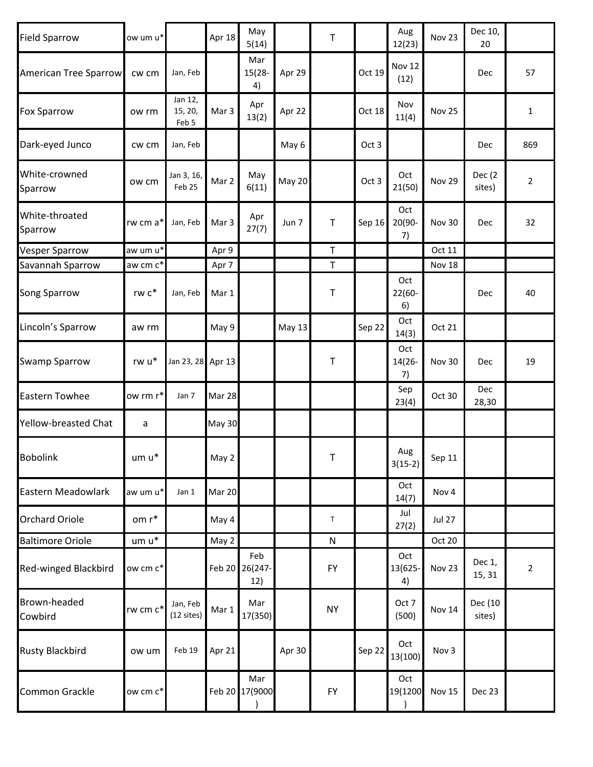| | | | | | | | | | | | |
|---|---|---|---|---|---|---|---|---|---|---|---|
| Field Sparrow | ow um u* | | Apr 18 | May 5(14) | | T | | Aug 12(23) | Nov 23 | Dec 10, 20 | |
| American Tree Sparrow | cw cm | Jan, Feb | | Mar 15(28-4) | Apr 29 | | Oct 19 | Nov 12 (12) | | Dec | 57 |
| Fox Sparrow | ow rm | Jan 12, 15, 20, Feb 5 | Mar 3 | Apr 13(2) | Apr 22 | | Oct 18 | Nov 11(4) | Nov 25 | | 1 |
| Dark-eyed Junco | cw cm | Jan, Feb | | | May 6 | | Oct 3 | | | Dec | 869 |
| White-crowned Sparrow | ow cm | Jan 3, 16, Feb 25 | Mar 2 | May 6(11) | May 20 | | Oct 3 | Oct 21(50) | Nov 29 | Dec (2 sites) | 2 |
| White-throated Sparrow | rw cm a* | Jan, Feb | Mar 3 | Apr 27(7) | Jun 7 | T | Sep 16 | Oct 20(90-7) | Nov 30 | Dec | 32 |
| Vesper Sparrow | aw um u* | | Apr 9 | | | T | | | Oct 11 | | |
| Savannah Sparrow | aw cm c* | | Apr 7 | | | T | | | Nov 18 | | |
| Song Sparrow | rw c* | Jan, Feb | Mar 1 | | | T | | Oct 22(60-6) | | Dec | 40 |
| Lincoln's Sparrow | aw rm | | May 9 | | May 13 | | Sep 22 | Oct 14(3) | Oct 21 | | |
| Swamp Sparrow | rw u* | Jan 23, 28 | Apr 13 | | | T | | Oct 14(26-7) | Nov 30 | Dec | 19 |
| Eastern Towhee | ow rm r* | Jan 7 | Mar 28 | | | | | Sep 23(4) | Oct 30 | Dec 28,30 | |
| Yellow-breasted Chat | a | | May 30 | | | | | | | | |
| Bobolink | um u* | | May 2 | | | T | | Aug 3(15-2) | Sep 11 | | |
| Eastern Meadowlark | aw um u* | Jan 1 | Mar 20 | | | | | Oct 14(7) | Nov 4 | | |
| Orchard Oriole | om r* | | May 4 | | | T | | Jul 27(2) | Jul 27 | | |
| Baltimore Oriole | um u* | | May 2 | | | N | | | Oct 20 | | |
| Red-winged Blackbird | ow cm c* | | Feb 20 | Feb 26(247-12) | | FY | | Oct 13(625-4) | Nov 23 | Dec 1, 15, 31 | 2 |
| Brown-headed Cowbird | rw cm c* | Jan, Feb (12 sites) | Mar 1 | Mar 17(350) | | NY | | Oct 7 (500) | Nov 14 | Dec (10 sites) | |
| Rusty Blackbird | ow um | Feb 19 | Apr 21 | | Apr 30 | | Sep 22 | Oct 13(100) | Nov 3 | | |
| Common Grackle | ow cm c* | | Feb 20 | Mar 17(9000) | | FY | | Oct 19(1200) | Nov 15 | Dec 23 | |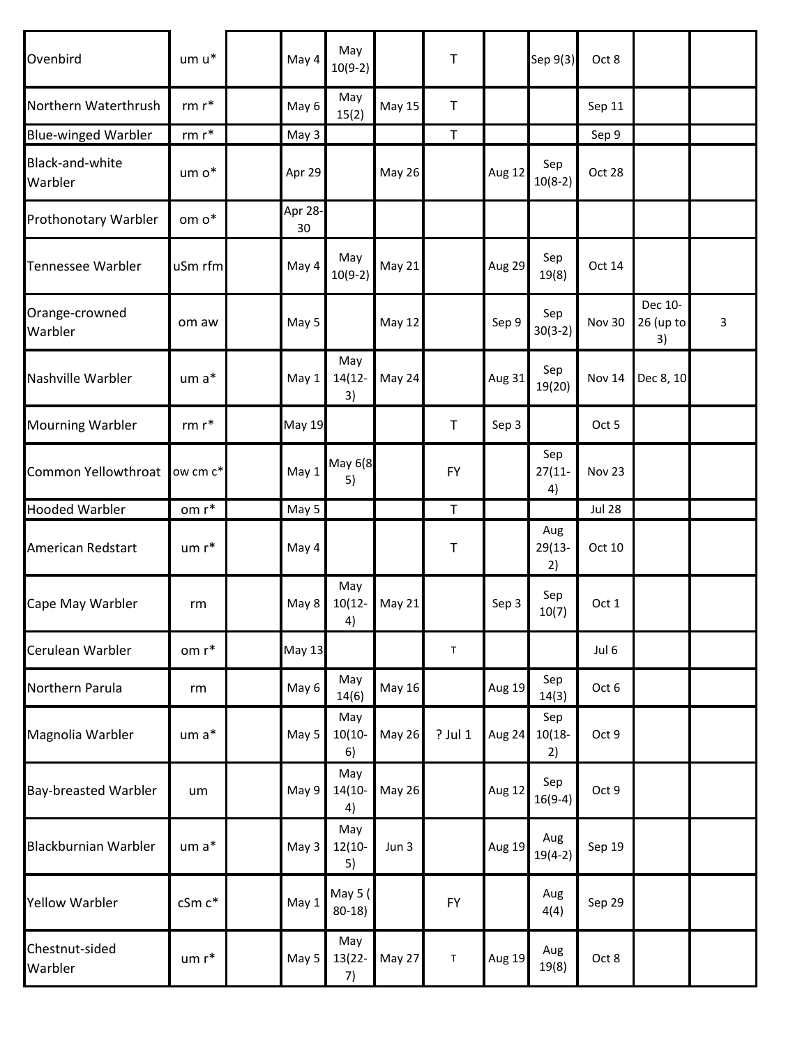| | | | | | | | | | | | |
|---|---|---|---|---|---|---|---|---|---|---|---|
| Ovenbird | um u* | | May 4 | May 10(9-2) | | T | | Sep 9(3) | Oct 8 | | |
| Northern Waterthrush | rm r* | | May 6 | May 15(2) | May 15 | T | | | Sep 11 | | |
| Blue-winged Warbler | rm r* | | May 3 | | | T | | | Sep 9 | | |
| Black-and-white Warbler | um o* | | Apr 29 | | May 26 | | Aug 12 | Sep 10(8-2) | Oct 28 | | |
| Prothonotary Warbler | om o* | | Apr 28-30 | | | | | | | | |
| Tennessee Warbler | uSm rfm | | May 4 | May 10(9-2) | May 21 | | Aug 29 | Sep 19(8) | Oct 14 | | |
| Orange-crowned Warbler | om aw | | May 5 | | May 12 | | Sep 9 | Sep 30(3-2) | Nov 30 | Dec 10-26 (up to 3) | 3 |
| Nashville Warbler | um a* | | May 1 | May 14(12-3) | May 24 | | Aug 31 | Sep 19(20) | Nov 14 | Dec 8, 10 | |
| Mourning Warbler | rm r* | | May 19 | | | T | Sep 3 | | Oct 5 | | |
| Common Yellowthroat | ow cm c* | | May 1 | May 6(85) | | FY | | Sep 27(11-4) | Nov 23 | | |
| Hooded Warbler | om r* | | May 5 | | | T | | | Jul 28 | | |
| American Redstart | um r* | | May 4 | | | T | | Aug 29(13-2) | Oct 10 | | |
| Cape May Warbler | rm | | May 8 | May 10(12-4) | May 21 | | Sep 3 | Sep 10(7) | Oct 1 | | |
| Cerulean Warbler | om r* | | May 13 | | | T | | | Jul 6 | | |
| Northern Parula | rm | | May 6 | May 14(6) | May 16 | | Aug 19 | Sep 14(3) | Oct 6 | | |
| Magnolia Warbler | um a* | | May 5 | May 10(10-6) | May 26 | ? Jul 1 | Aug 24 | Sep 10(18-2) | Oct 9 | | |
| Bay-breasted Warbler | um | | May 9 | May 14(10-4) | May 26 | | Aug 12 | Sep 16(9-4) | Oct 9 | | |
| Blackburnian Warbler | um a* | | May 3 | May 12(10-5) | Jun 3 | | Aug 19 | Aug 19(4-2) | Sep 19 | | |
| Yellow Warbler | cSm c* | | May 1 | May 5 ( 80-18) | | FY | | Aug 4(4) | Sep 29 | | |
| Chestnut-sided Warbler | um r* | | May 5 | May 13(22-7) | May 27 | T | Aug 19 | Aug 19(8) | Oct 8 | | |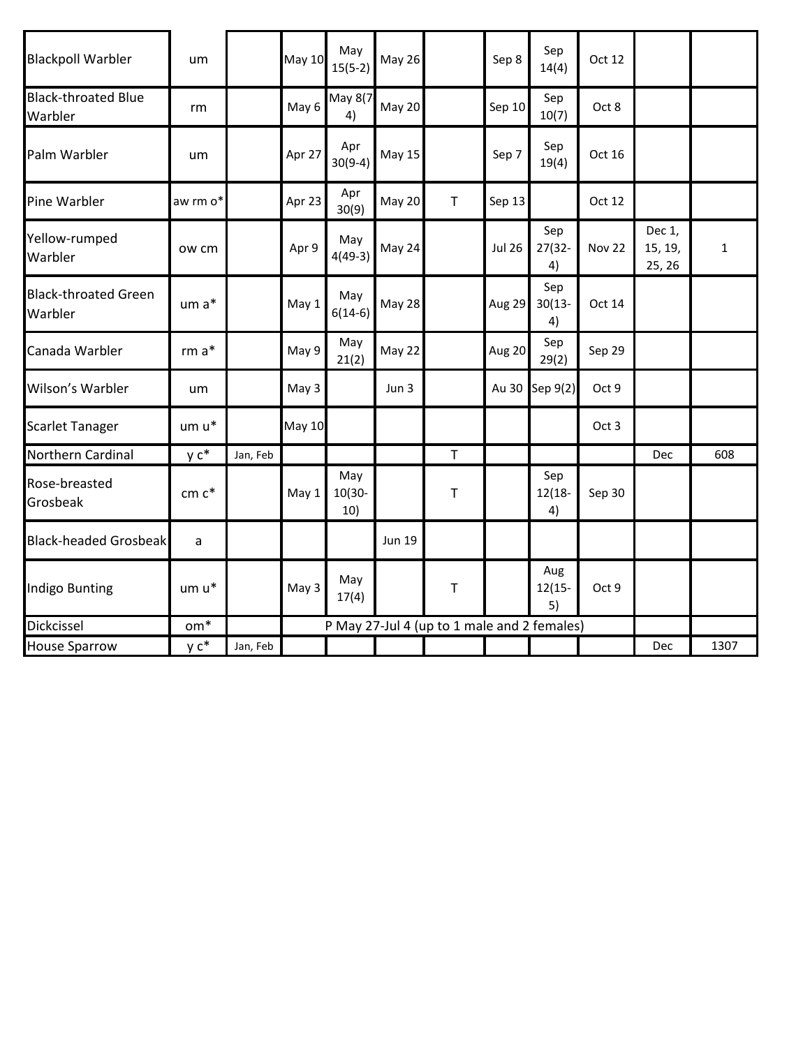| | | | | | | | | | | | |
|---|---|---|---|---|---|---|---|---|---|---|---|
| Blackpoll Warbler | um | | May 10 | May 15(5-2) | May 26 | | Sep 8 | Sep 14(4) | Oct 12 | | |
| Black-throated Blue Warbler | rm | | May 6 | May 8(7 4) | May 20 | | Sep 10 | Sep 10(7) | Oct 8 | | |
| Palm Warbler | um | | Apr 27 | Apr 30(9-4) | May 15 | | Sep 7 | Sep 19(4) | Oct 16 | | |
| Pine Warbler | aw rm o* | | Apr 23 | Apr 30(9) | May 20 | T | Sep 13 | | Oct 12 | | |
| Yellow-rumped Warbler | ow cm | | Apr 9 | May 4(49-3) | May 24 | | Jul 26 | Sep 27(32-4) | Nov 22 | Dec 1, 15, 19, 25, 26 | 1 |
| Black-throated Green Warbler | um a* | | May 1 | May 6(14-6) | May 28 | | Aug 29 | Sep 30(13-4) | Oct 14 | | |
| Canada Warbler | rm a* | | May 9 | May 21(2) | May 22 | | Aug 20 | Sep 29(2) | Sep 29 | | |
| Wilson's Warbler | um | | May 3 | | Jun 3 | | Au 30 | Sep 9(2) | Oct 9 | | |
| Scarlet Tanager | um u* | | May 10 | | | | | | Oct 3 | | |
| Northern Cardinal | y c* | Jan, Feb | | | | T | | | | Dec | 608 |
| Rose-breasted Grosbeak | cm c* | | May 1 | May 10(30-10) | | T | | Sep 12(18-4) | Sep 30 | | |
| Black-headed Grosbeak | a | | | | Jun 19 | | | | | | |
| Indigo Bunting | um u* | | May 3 | May 17(4) | | T | | Aug 12(15-5) | Oct 9 | | |
| Dickcissel | om* | | P May 27-Jul 4 (up to 1 male and 2 females) | | | | | | | | |
| House Sparrow | y c* | Jan, Feb | | | | | | | | Dec | 1307 |